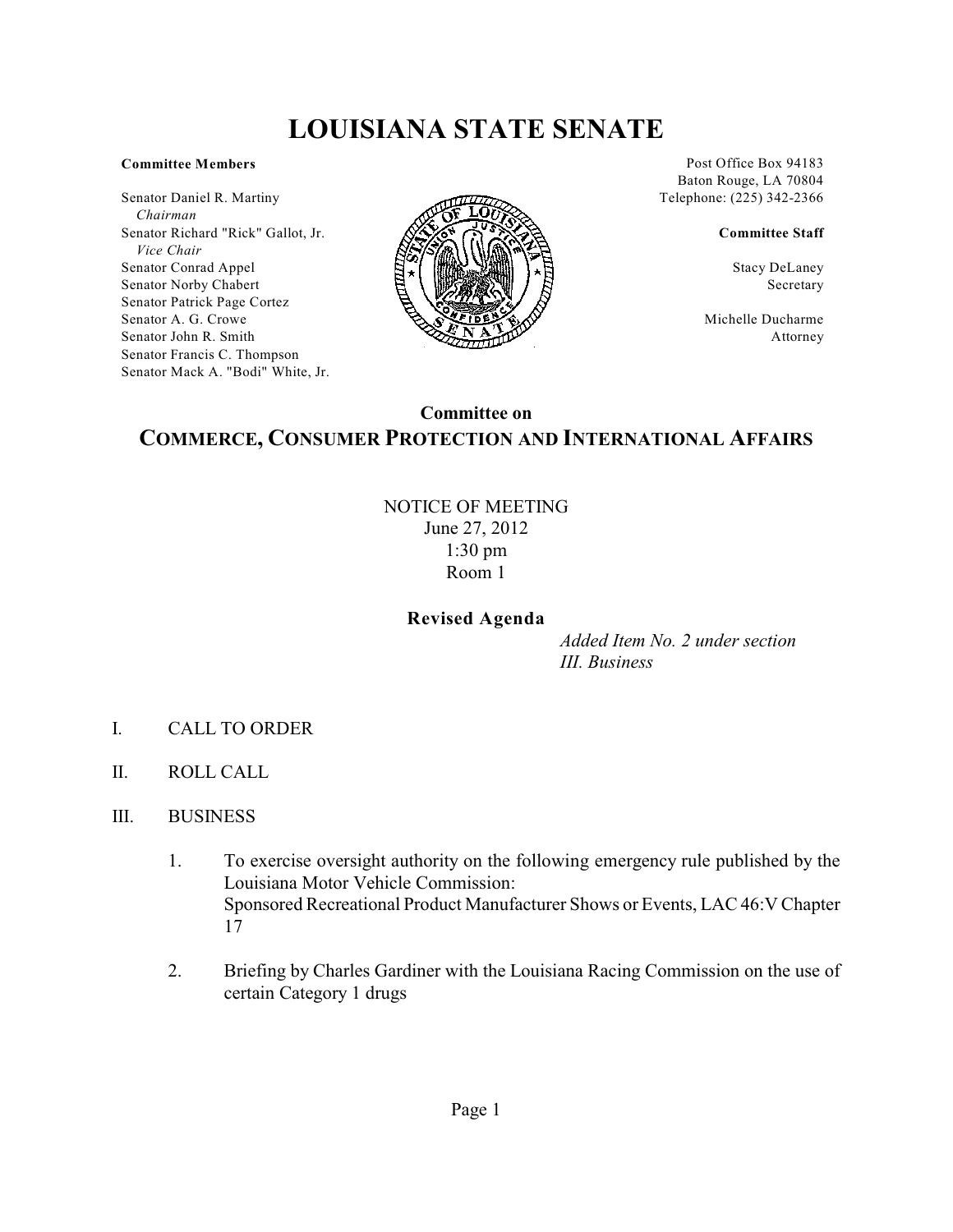# LOUISIANA STATE SENATE

**Committee Members**

Senator Daniel R. Martiny
*Chairman*
Senator Richard "Rick" Gallot, Jr.
*Vice Chair*
Senator Conrad Appel
Senator Norby Chabert
Senator Patrick Page Cortez
Senator A. G. Crowe
Senator John R. Smith
Senator Francis C. Thompson
Senator Mack A. "Bodi" White, Jr.

Post Office Box 94183
Baton Rouge, LA 70804
Telephone: (225) 342-2366

**Committee Staff**

Stacy DeLaney
Secretary

Michelle Ducharme
Attorney

## Committee on
## COMMERCE, CONSUMER PROTECTION AND INTERNATIONAL AFFAIRS

NOTICE OF MEETING
June 27, 2012
1:30 pm
Room 1

**Revised Agenda**

*Added Item No. 2 under section III. Business*

I. CALL TO ORDER

II. ROLL CALL

III. BUSINESS

1. To exercise oversight authority on the following emergency rule published by the Louisiana Motor Vehicle Commission:
   Sponsored Recreational Product Manufacturer Shows or Events, LAC 46:V Chapter 17

2. Briefing by Charles Gardiner with the Louisiana Racing Commission on the use of certain Category 1 drugs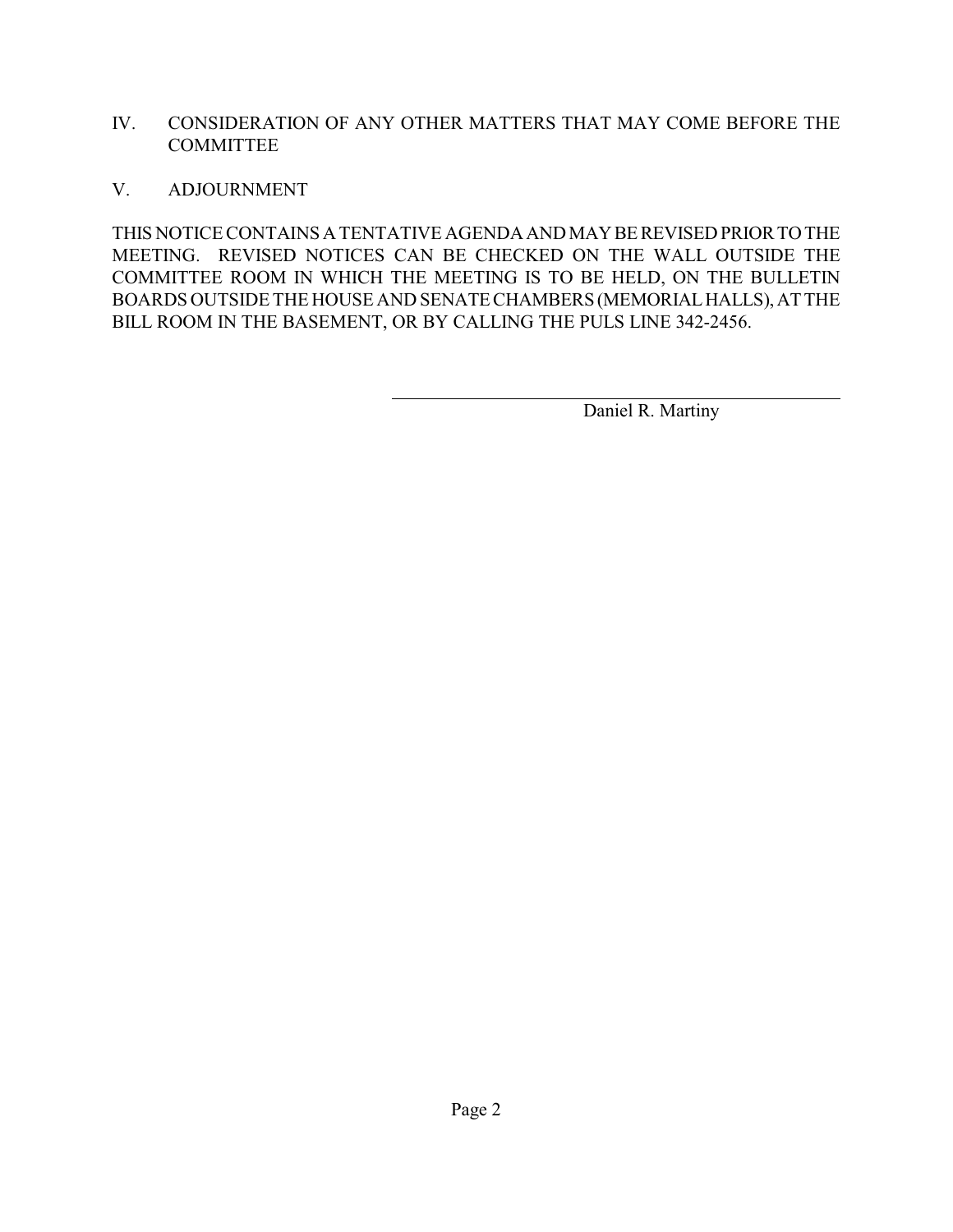IV. CONSIDERATION OF ANY OTHER MATTERS THAT MAY COME BEFORE THE COMMITTEE

V. ADJOURNMENT

THIS NOTICE CONTAINS A TENTATIVE AGENDA AND MAY BE REVISED PRIOR TO THE MEETING. REVISED NOTICES CAN BE CHECKED ON THE WALL OUTSIDE THE COMMITTEE ROOM IN WHICH THE MEETING IS TO BE HELD, ON THE BULLETIN BOARDS OUTSIDE THE HOUSE AND SENATE CHAMBERS (MEMORIAL HALLS), AT THE BILL ROOM IN THE BASEMENT, OR BY CALLING THE PULS LINE 342-2456.

\_\_\_\_\_\_\_\_\_\_\_\_\_\_\_\_\_\_\_\_\_\_\_\_\_\_\_\_\_\_\_\_\_\_\_\_\_\_\_\_

Daniel R. Martiny